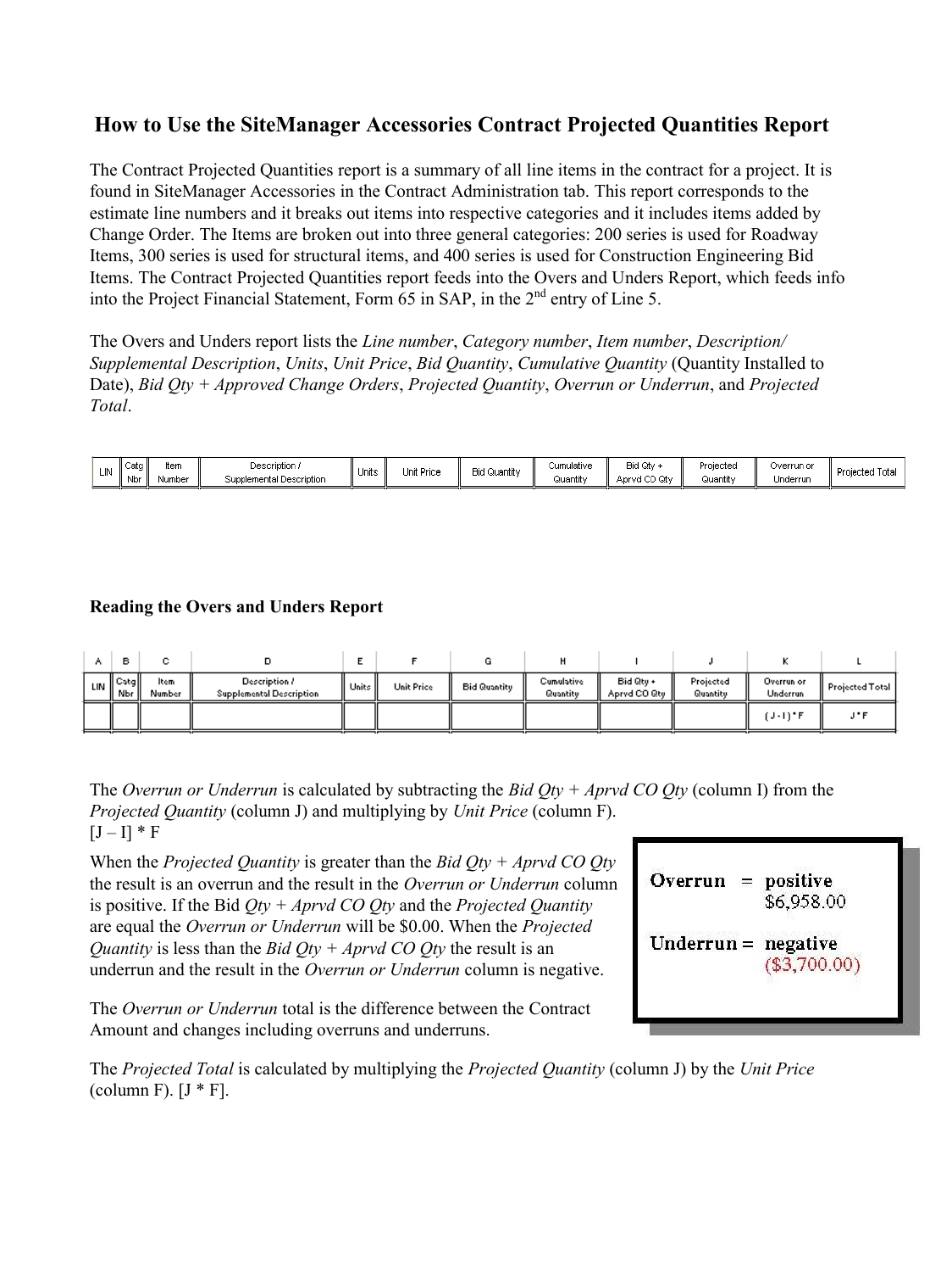# How to Use the SiteManager Accessories Contract Projected Quantities Report

The Contract Projected Quantities report is a summary of all line items in the contract for a project. It is found in SiteManager Accessories in the Contract Administration tab. This report corresponds to the estimate line numbers and it breaks out items into respective categories and it includes items added by Change Order. The Items are broken out into three general categories: 200 series is used for Roadway Items, 300 series is used for structural items, and 400 series is used for Construction Engineering Bid Items. The Contract Projected Quantities report feeds into the Overs and Unders Report, which feeds info into the Project Financial Statement, Form 65 in SAP, in the 2nd entry of Line 5.

The Overs and Unders report lists the *Line number*, *Category number*, *Item number*, *Description/ Supplemental Description*, *Units*, *Unit Price*, *Bid Quantity*, *Cumulative Quantity* (Quantity Installed to Date), *Bid Qty + Approved Change Orders*, *Projected Quantity*, *Overrun or Underrun*, and *Projected Total*.

| LIN | Catg Nbr | Item Number | Description / Supplemental Description | Units | Unit Price | Bid Quantity | Cumulative Quantity | Bid Qty + Aprvd CO Qty | Projected Quantity | Overrun or Underrun | Projected Total |
|---|---|---|---|---|---|---|---|---|---|---|---|

### Reading the Overs and Unders Report

| A | B | C | D | E | F | G | H | I | J | K | L |
|---|---|---|---|---|---|---|---|---|---|---|---|
| LIN | Catg Nbr | Item Number | Description / Supplemental Description | Units | Unit Price | Bid Quantity | Cumulative Quantity | Bid Qty + Aprvd CO Qty | Projected Quantity | Overrun or Underrun | Projected Total |
| | | | | | | | | | | (J - I) * F | J * F |

The *Overrun or Underrun* is calculated by subtracting the *Bid Qty + Aprvd CO Qty* (column I) from the *Projected Quantity* (column J) and multiplying by *Unit Price* (column F).
[J – I] * F

When the *Projected Quantity* is greater than the *Bid Qty + Aprvd CO Qty* the result is an overrun and the result in the *Overrun or Underrun* column is positive. If the Bid *Qty + Aprvd CO Qty* and the *Projected Quantity* are equal the *Overrun or Underrun* will be $0.00. When the *Projected Quantity* is less than the *Bid Qty + Aprvd CO Qty* the result is an underrun and the result in the *Overrun or Underrun* column is negative.

**Overrun = positive**
$6,958.00

**Underrun = negative**
($3,700.00)

The *Overrun or Underrun* total is the difference between the Contract Amount and changes including overruns and underruns.

The *Projected Total* is calculated by multiplying the *Projected Quantity* (column J) by the *Unit Price* (column F). [J * F].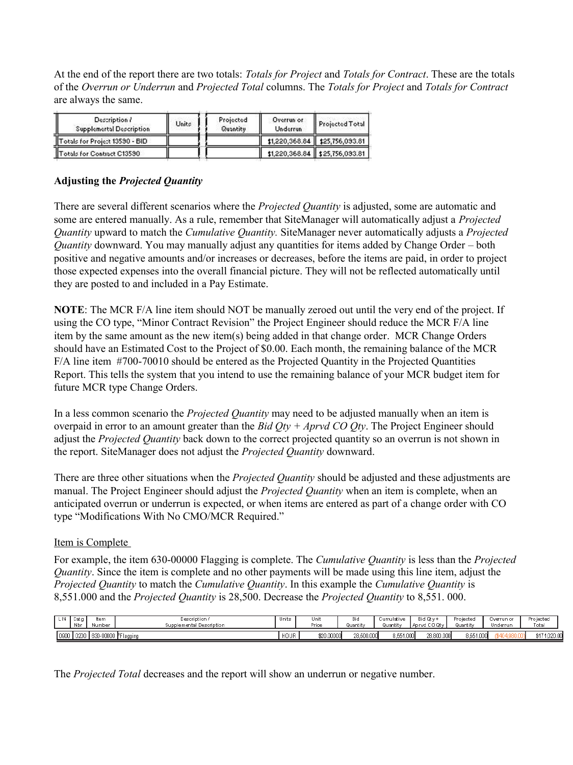At the end of the report there are two totals: *Totals for Project* and *Totals for Contract*. These are the totals of the *Overrun or Underrun* and *Projected Total* columns. The *Totals for Project* and *Totals for Contract* are always the same.

| Description / Supplemental Description | Units | Projected Quantity | Overrun or Underrun | Projected Total |
|---|---|---|---|---|
| Totals for Project 13590 - BID | | | $1,220,368.84 | $25,756,093.81 |
| Totals for Contract C13590 | | | $1,220,368.84 | $25,756,093.81 |

**Adjusting the *Projected Quantity***

There are several different scenarios where the *Projected Quantity* is adjusted, some are automatic and some are entered manually. As a rule, remember that SiteManager will automatically adjust a *Projected Quantity* upward to match the *Cumulative Quantity.* SiteManager never automatically adjusts a *Projected Quantity* downward. You may manually adjust any quantities for items added by Change Order – both positive and negative amounts and/or increases or decreases, before the items are paid, in order to project those expected expenses into the overall financial picture. They will not be reflected automatically until they are posted to and included in a Pay Estimate.

**NOTE**: The MCR F/A line item should NOT be manually zeroed out until the very end of the project. If using the CO type, "Minor Contract Revision" the Project Engineer should reduce the MCR F/A line item by the same amount as the new item(s) being added in that change order. MCR Change Orders should have an Estimated Cost to the Project of $0.00. Each month, the remaining balance of the MCR F/A line item #700-70010 should be entered as the Projected Quantity in the Projected Quantities Report. This tells the system that you intend to use the remaining balance of your MCR budget item for future MCR type Change Orders.

In a less common scenario the *Projected Quantity* may need to be adjusted manually when an item is overpaid in error to an amount greater than the *Bid Qty + Aprvd CO Qty*. The Project Engineer should adjust the *Projected Quantity* back down to the correct projected quantity so an overrun is not shown in the report. SiteManager does not adjust the *Projected Quantity* downward.

There are three other situations when the *Projected Quantity* should be adjusted and these adjustments are manual. The Project Engineer should adjust the *Projected Quantity* when an item is complete, when an anticipated overrun or underrun is expected, or when items are entered as part of a change order with CO type "Modifications With No CMO/MCR Required."

Item is Complete

For example, the item 630-00000 Flagging is complete. The *Cumulative Quantity* is less than the *Projected Quantity*. Since the item is complete and no other payments will be made using this line item, adjust the *Projected Quantity* to match the *Cumulative Quantity*. In this example the *Cumulative Quantity* is 8,551.000 and the *Projected Quantity* is 28,500. Decrease the *Projected Quantity* to 8,551. 000.

| LIN | Catg Nbr | Item Number | Description / Supplemental Description | Units | Unit Price | Bid Quantity | Cumulative Quantity | Bid Qty + Aprvd CO Qty | Projected Quantity | Overrun or Underrun | Projected Total |
|---|---|---|---|---|---|---|---|---|---|---|---|
| 0600 | 0200 | 630-00000 | *Flagging | HOUR | $20.00000 | 28,500.000 | 8,551.000 | 28,800.000 | 8,551.000 | ($404,980.00) | $171,020.00 |

The *Projected Total* decreases and the report will show an underrun or negative number.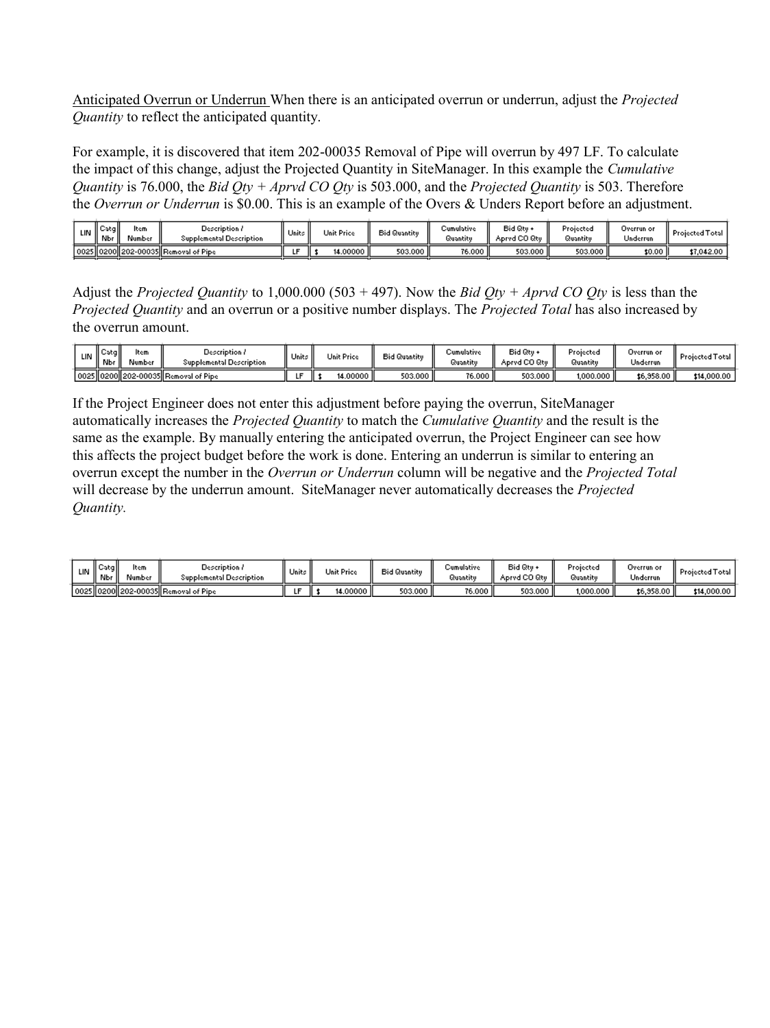Anticipated Overrun or Underrun When there is an anticipated overrun or underrun, adjust the *Projected Quantity* to reflect the anticipated quantity.

For example, it is discovered that item 202-00035 Removal of Pipe will overrun by 497 LF. To calculate the impact of this change, adjust the Projected Quantity in SiteManager. In this example the *Cumulative Quantity* is 76.000, the *Bid Qty + Aprvd CO Qty* is 503.000, and the *Projected Quantity* is 503. Therefore the *Overrun or Underrun* is $0.00. This is an example of the Overs & Unders Report before an adjustment.

| LIN | Catg Nbr | Item Number | Description / Supplemental Description | Units | Unit Price | Bid Quantity | Cumulative Quantity | Bid Qty + Aprvd CO Qty | Projected Quantity | Overrun or Underrun | Projected Total |
|---|---|---|---|---|---|---|---|---|---|---|---|
| 0025 | 0200 | 202-00035 | Removal of Pipe | LF | $ 14.00000 | 503.000 | 76.000 | 503.000 | 503.000 | $0.00 | $7,042.00 |

Adjust the *Projected Quantity* to 1,000.000 (503 + 497). Now the *Bid Qty + Aprvd CO Qty* is less than the *Projected Quantity* and an overrun or a positive number displays. The *Projected Total* has also increased by the overrun amount.

| LIN | Catg Nbr | Item Number | Description / Supplemental Description | Units | Unit Price | Bid Quantity | Cumulative Quantity | Bid Qty + Aprvd CO Qty | Projected Quantity | Overrun or Underrun | Projected Total |
|---|---|---|---|---|---|---|---|---|---|---|---|
| 0025 | 0200 | 202-00035 | Removal of Pipe | LF | $ 14.00000 | 503.000 | 76.000 | 503.000 | 1,000.000 | $6,958.00 | $14,000.00 |

If the Project Engineer does not enter this adjustment before paying the overrun, SiteManager automatically increases the *Projected Quantity* to match the *Cumulative Quantity* and the result is the same as the example. By manually entering the anticipated overrun, the Project Engineer can see how this affects the project budget before the work is done. Entering an underrun is similar to entering an overrun except the number in the *Overrun or Underrun* column will be negative and the *Projected Total* will decrease by the underrun amount. SiteManager never automatically decreases the *Projected Quantity.*

| LIN | Catg Nbr | Item Number | Description / Supplemental Description | Units | Unit Price | Bid Quantity | Cumulative Quantity | Bid Qty + Aprvd CO Qty | Projected Quantity | Overrun or Underrun | Projected Total |
|---|---|---|---|---|---|---|---|---|---|---|---|
| 0025 | 0200 | 202-00035 | Removal of Pipe | LF | $ 14.00000 | 503.000 | 76.000 | 503.000 | 1,000.000 | $6,958.00 | $14,000.00 |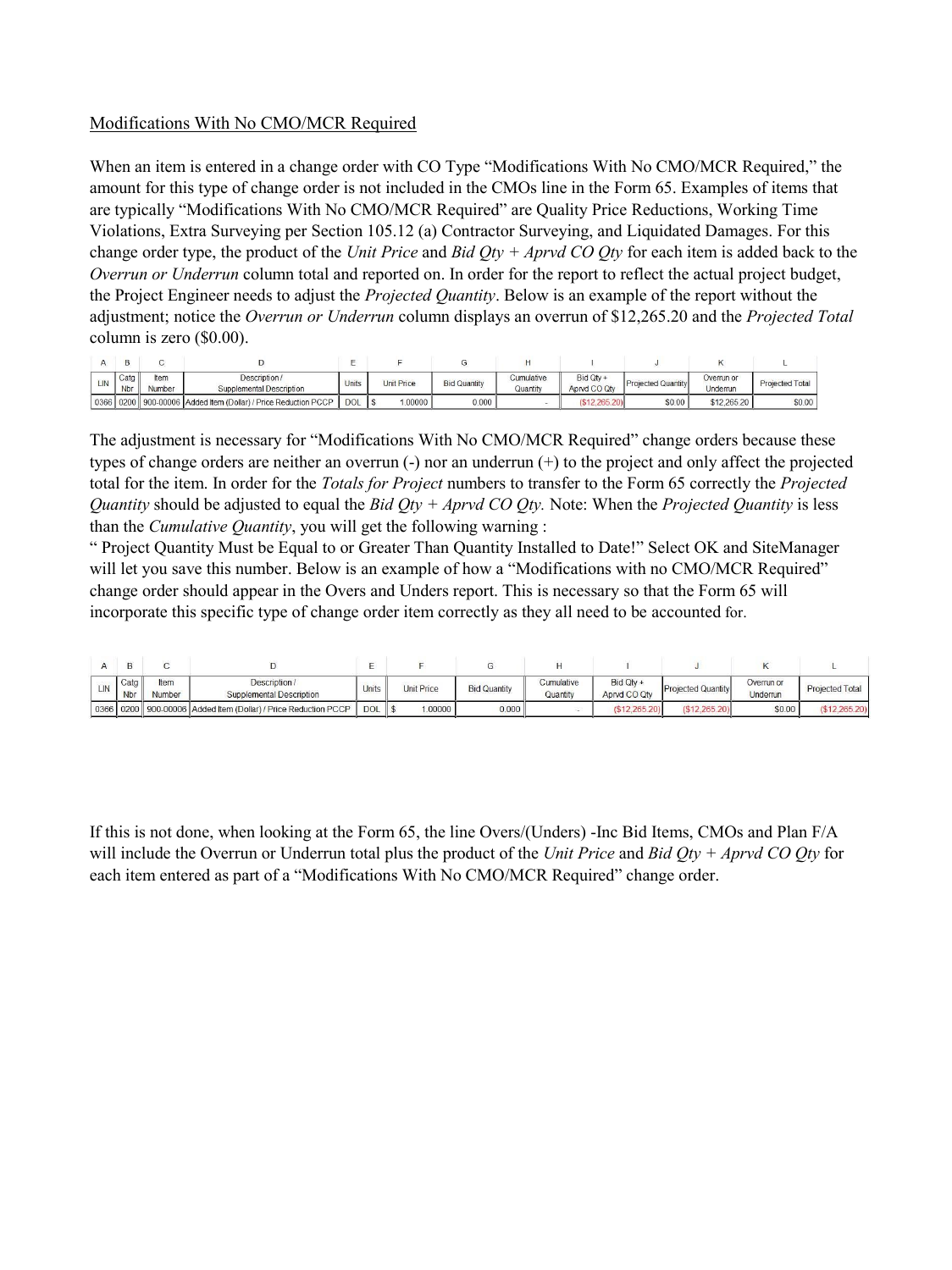Modifications With No CMO/MCR Required

When an item is entered in a change order with CO Type "Modifications With No CMO/MCR Required," the amount for this type of change order is not included in the CMOs line in the Form 65. Examples of items that are typically "Modifications With No CMO/MCR Required" are Quality Price Reductions, Working Time Violations, Extra Surveying per Section 105.12 (a) Contractor Surveying, and Liquidated Damages. For this change order type, the product of the *Unit Price* and *Bid Qty + Aprvd CO Qty* for each item is added back to the *Overrun or Underrun* column total and reported on. In order for the report to reflect the actual project budget, the Project Engineer needs to adjust the *Projected Quantity*. Below is an example of the report without the adjustment; notice the *Overrun or Underrun* column displays an overrun of $12,265.20 and the *Projected Total* column is zero ($0.00).

| A | B | C | D | E | F | G | H | I | J | K | L |
|---|---|---|---|---|---|---|---|---|---|---|---|
| LIN | Catg Nbr | Item Number | Description / Supplemental Description | Units | Unit Price | Bid Quantity | Cumulative Quantity | Bid Qty + Aprvd CO Qty | Projected Quantity | Overrun or Underrun | Projected Total |
| 0366 | 0200 | 900-00006 | Added Item (Dollar) / Price Reduction PCCP | DOL | $ 1.00000 | 0.000 | - | ($12,265.20) | $0.00 | $12,265.20 | $0.00 |

The adjustment is necessary for "Modifications With No CMO/MCR Required" change orders because these types of change orders are neither an overrun (-) nor an underrun (+) to the project and only affect the projected total for the item. In order for the *Totals for Project* numbers to transfer to the Form 65 correctly the *Projected Quantity* should be adjusted to equal the *Bid Qty + Aprvd CO Qty.* Note: When the *Projected Quantity* is less than the *Cumulative Quantity*, you will get the following warning :
" Project Quantity Must be Equal to or Greater Than Quantity Installed to Date!" Select OK and SiteManager will let you save this number. Below is an example of how a "Modifications with no CMO/MCR Required" change order should appear in the Overs and Unders report. This is necessary so that the Form 65 will incorporate this specific type of change order item correctly as they all need to be accounted for.

| A | B | C | D | E | F | G | H | I | J | K | L |
|---|---|---|---|---|---|---|---|---|---|---|---|
| LIN | Catg Nbr | Item Number | Description / Supplemental Description | Units | Unit Price | Bid Quantity | Cumulative Quantity | Bid Qty + Aprvd CO Qty | Projected Quantity | Overrun or Underrun | Projected Total |
| 0366 | 0200 | 900-00006 | Added Item (Dollar) / Price Reduction PCCP | DOL | $ 1.00000 | 0.000 | - | ($12,265.20) | ($12,265.20) | $0.00 | ($12,265.20) |

If this is not done, when looking at the Form 65, the line Overs/(Unders) -Inc Bid Items, CMOs and Plan F/A will include the Overrun or Underrun total plus the product of the *Unit Price* and *Bid Qty + Aprvd CO Qty* for each item entered as part of a "Modifications With No CMO/MCR Required" change order.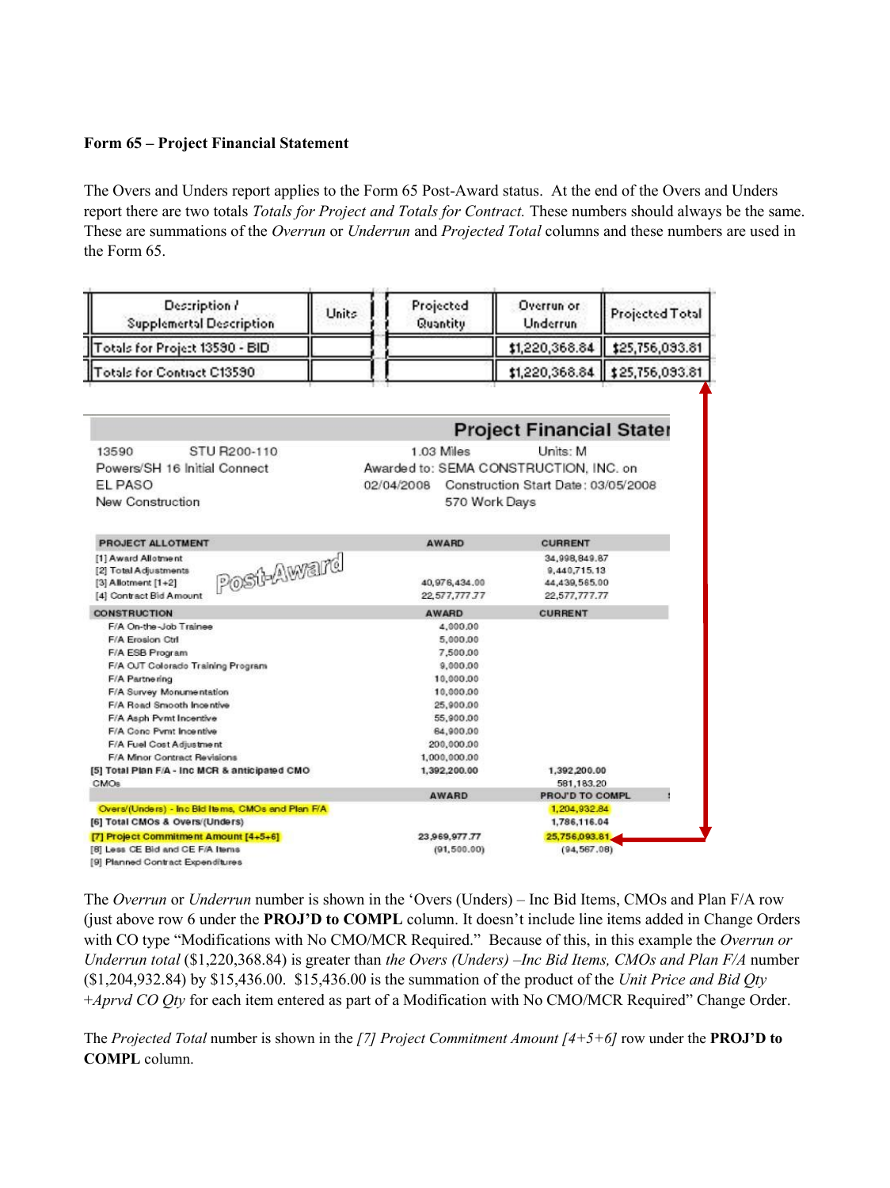**Form 65 – Project Financial Statement**

The Overs and Unders report applies to the Form 65 Post-Award status. At the end of the Overs and Unders report there are two totals *Totals for Project and Totals for Contract.* These numbers should always be the same. These are summations of the *Overrun* or *Underrun* and *Projected Total* columns and these numbers are used in the Form 65.

| Description / Supplemental Description | Units | Projected Quantity | Overrun or Underrun | Projected Total |
|---|---|---|---|---|
| Totals for Project 13590 - BID | | | $1,220,368.84 | $25,756,093.81 |
| Totals for Contract C13590 | | | $1,220,368.84 | $25,756,093.81 |

**Project Financial Stater**

13590 STU R200-110 — 1.03 Miles — Units: M
Powers/SH 16 Initial Connect — Awarded to: SEMA CONSTRUCTION, INC. on
EL PASO — 02/04/2008 Construction Start Date: 03/05/2008
New Construction — 570 Work Days

Post-Award

| PROJECT ALLOTMENT | AWARD | CURRENT |
|---|---|---|
| [1] Award Allotment | | 34,998,849.87 |
| [2] Total Adjustments | | 9,440,715.13 |
| [3] Allotment [1+2] | 40,976,434.00 | 44,439,565.00 |
| [4] Contract Bid Amount | 22,577,777.77 | 22,577,777.77 |
| **CONSTRUCTION** | **AWARD** | **CURRENT** |
| F/A On-the-Job Trainee | 4,000.00 | |
| F/A Erosion Ctrl | 5,000.00 | |
| F/A ESB Program | 7,500.00 | |
| F/A OJT Colorado Training Program | 9,000.00 | |
| F/A Partnering | 10,000.00 | |
| F/A Survey Monumentation | 10,000.00 | |
| F/A Road Smooth Incentive | 25,900.00 | |
| F/A Asph Pvmt Incentive | 55,900.00 | |
| F/A Conc Pvmt Incentive | 64,900.00 | |
| F/A Fuel Cost Adjustment | 200,000.00 | |
| F/A Minor Contract Revisions | 1,000,000.00 | |
| [5] Total Plan F/A - Inc MCR & anticipated CMO | 1,392,200.00 | 1,392,200.00 |
| CMOs | | 581,183.20 |
| | **AWARD** | **PROJ'D TO COMPL** |
| Overs/(Unders) - Inc Bid Items, CMOs and Plan F/A | | 1,204,932.84 |
| [6] Total CMOs & Overs/(Unders) | | 1,786,116.04 |
| [7] Project Commitment Amount [4+5+6] | 23,969,977.77 | 25,756,093.81 |
| [8] Less CE Bid and CE F/A Items | (91,500.00) | (94,567.08) |
| [9] Planned Contract Expenditures | | |

The *Overrun* or *Underrun* number is shown in the 'Overs (Unders) – Inc Bid Items, CMOs and Plan F/A row (just above row 6 under the **PROJ'D to COMPL** column. It doesn't include line items added in Change Orders with CO type "Modifications with No CMO/MCR Required." Because of this, in this example the *Overrun or Underrun total* ($1,220,368.84) is greater than *the Overs (Unders) –Inc Bid Items, CMOs and Plan F/A* number ($1,204,932.84) by $15,436.00. $15,436.00 is the summation of the product of the *Unit Price and Bid Qty +Aprvd CO Qty* for each item entered as part of a Modification with No CMO/MCR Required" Change Order.

The *Projected Total* number is shown in the *[7] Project Commitment Amount [4+5+6]* row under the **PROJ'D to COMPL** column.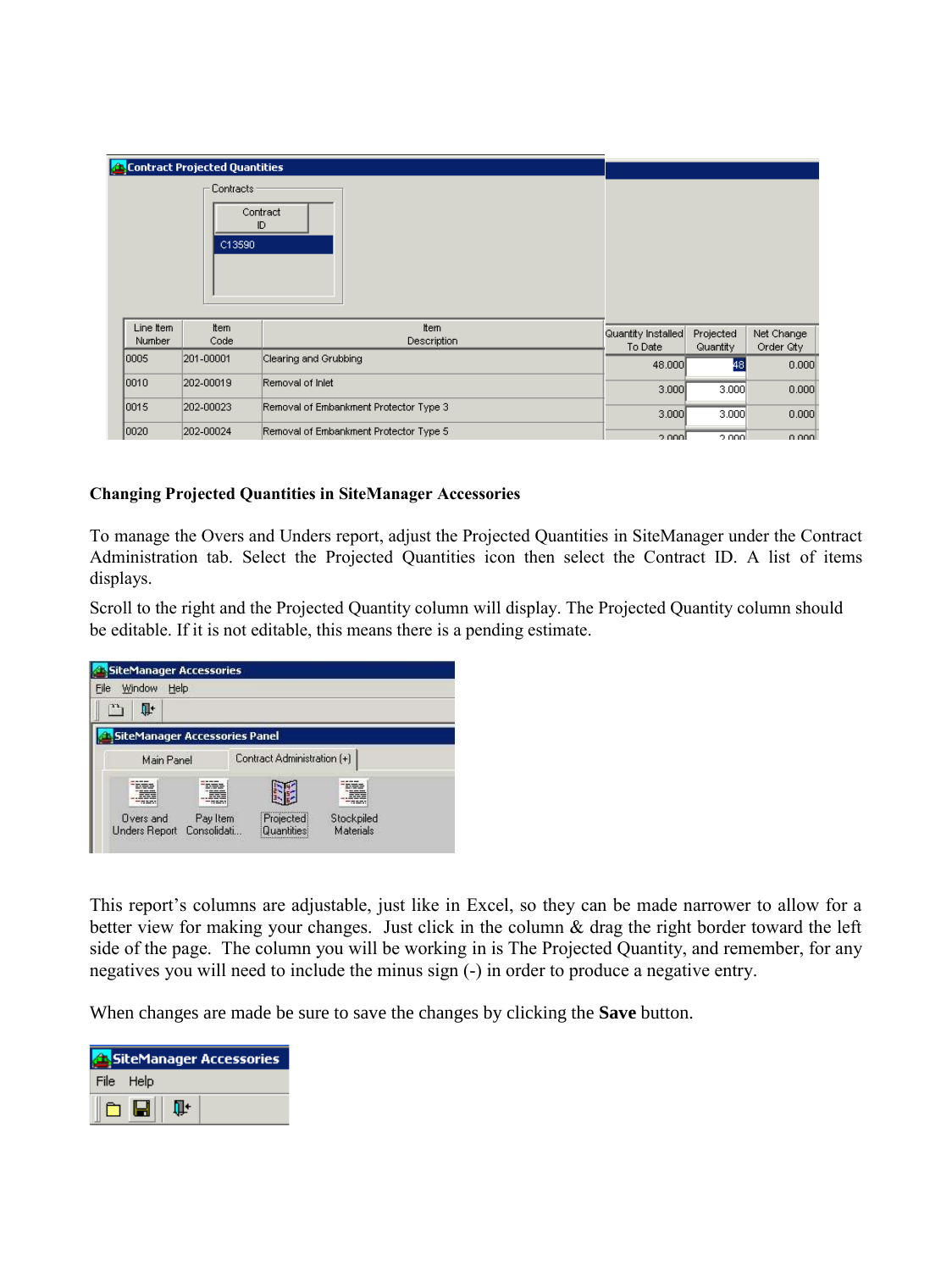## Changing Projected Quantities in SiteManager Accessories

To manage the Overs and Unders report, adjust the Projected Quantities in SiteManager under the Contract Administration tab. Select the Projected Quantities icon then select the Contract ID. A list of items displays.

Scroll to the right and the Projected Quantity column will display. The Projected Quantity column should be editable. If it is not editable, this means there is a pending estimate.

This report's columns are adjustable, just like in Excel, so they can be made narrower to allow for a better view for making your changes. Just click in the column & drag the right border toward the left side of the page. The column you will be working in is The Projected Quantity, and remember, for any negatives you will need to include the minus sign (-) in order to produce a negative entry.

When changes are made be sure to save the changes by clicking the **Save** button.